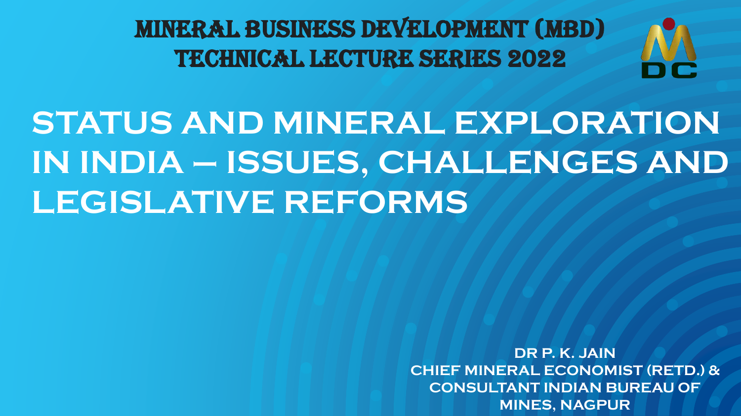MINERAL BUSINESS DEVELOPMENT (MBD) TECHNICAL LECTURE SERIES 2022

# STATUS AND MINERAL EXPLORATION IN INDIA – ISSUES, CHALLENGES AND LEGISLATIVE REFORMS

**DR P. K. JAIN**
**CHIEF MINERAL ECONOMIST (RETD.) & CONSULTANT INDIAN BUREAU OF MINES, NAGPUR**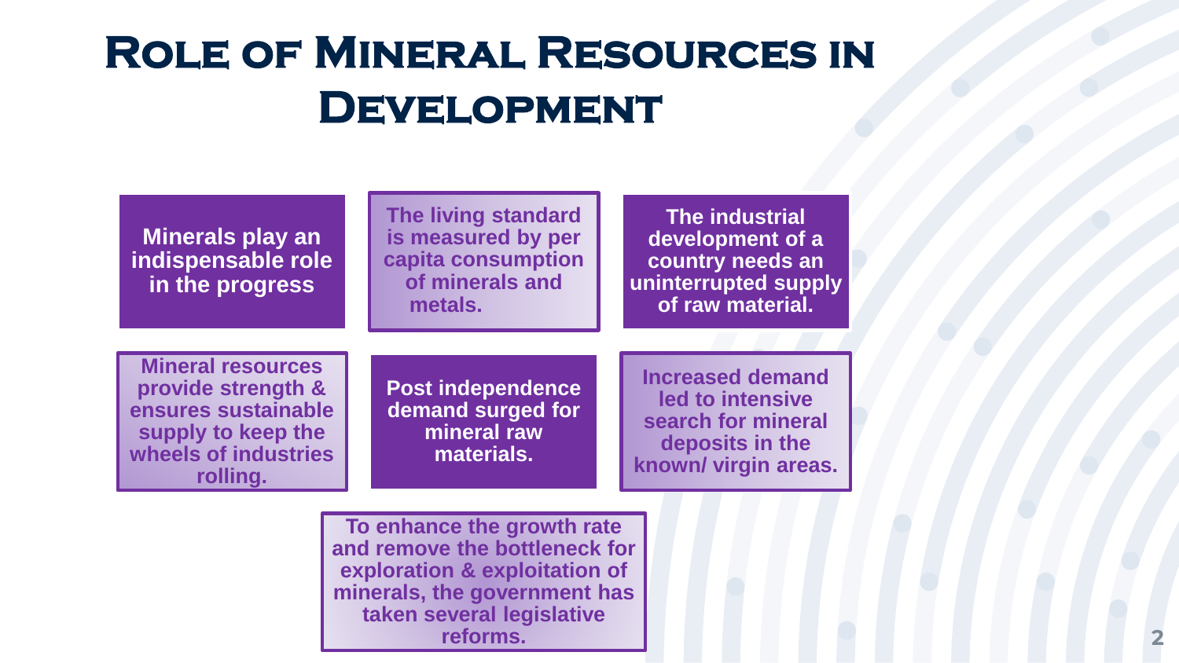# Role of Mineral Resources in Development

- Minerals play an indispensable role in the progress
- The living standard is measured by per capita consumption of minerals and metals.
- The industrial development of a country needs an uninterrupted supply of raw material.
- Mineral resources provide strength & ensures sustainable supply to keep the wheels of industries rolling.
- Post independence demand surged for mineral raw materials.
- Increased demand led to intensive search for mineral deposits in the known/ virgin areas.
- To enhance the growth rate and remove the bottleneck for exploration & exploitation of minerals, the government has taken several legislative reforms.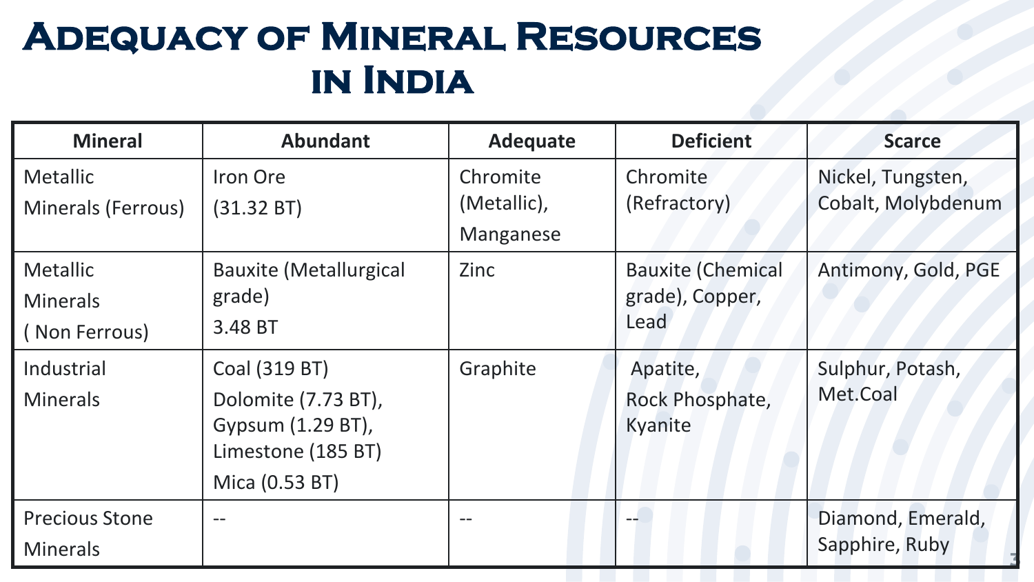# Adequacy of Mineral Resources in India

| Mineral | Abundant | Adequate | Deficient | Scarce |
| --- | --- | --- | --- | --- |
| Metallic Minerals (Ferrous) | Iron Ore (31.32 BT) | Chromite (Metallic), Manganese | Chromite (Refractory) | Nickel, Tungsten, Cobalt, Molybdenum |
| Metallic Minerals ( Non Ferrous) | Bauxite (Metallurgical grade) 3.48 BT | Zinc | Bauxite (Chemical grade), Copper, Lead | Antimony, Gold, PGE |
| Industrial Minerals | Coal (319 BT) Dolomite (7.73 BT), Gypsum (1.29 BT), Limestone (185 BT) Mica (0.53 BT) | Graphite | Apatite, Rock Phosphate, Kyanite | Sulphur, Potash, Met.Coal |
| Precious Stone Minerals | -- | -- | -- | Diamond, Emerald, Sapphire, Ruby |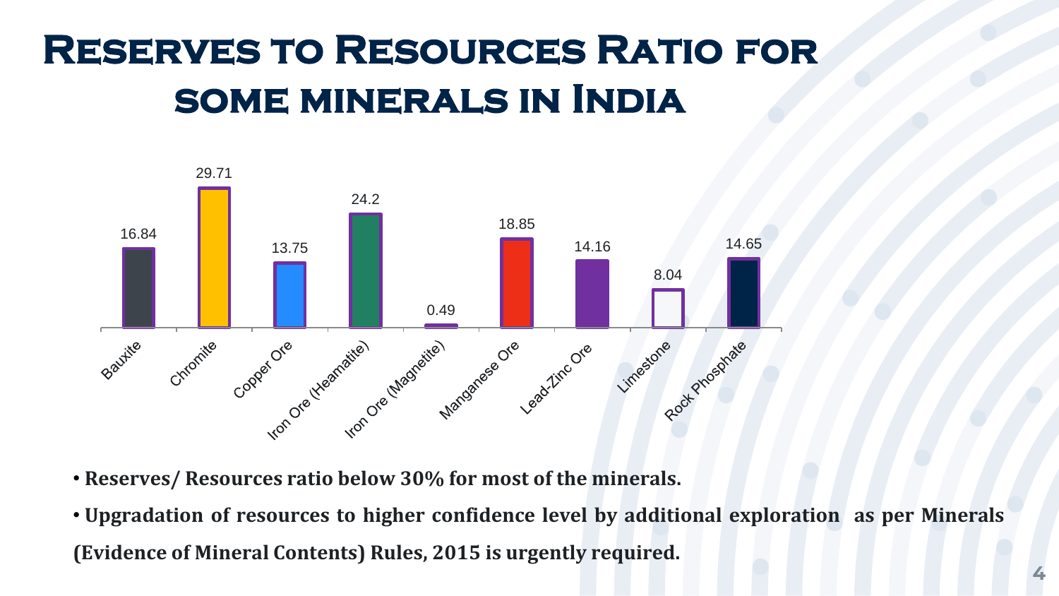# Reserves to Resources Ratio for some minerals in India

| Mineral | Reserves to Resources Ratio |
| --- | --- |
| Bauxite | 16.84 |
| Chromite | 29.71 |
| Copper Ore | 13.75 |
| Iron Ore (Heamatite) | 24.2 |
| Iron Ore (Magnetite) | 0.49 |
| Manganese Ore | 18.85 |
| Lead-Zinc Ore | 14.16 |
| Limestone | 8.04 |
| Rock Phosphate | 14.65 |

- **Reserves/ Resources ratio below 30% for most of the minerals.**
- **Upgradation of resources to higher confidence level by additional exploration as per Minerals (Evidence of Mineral Contents) Rules, 2015 is urgently required.**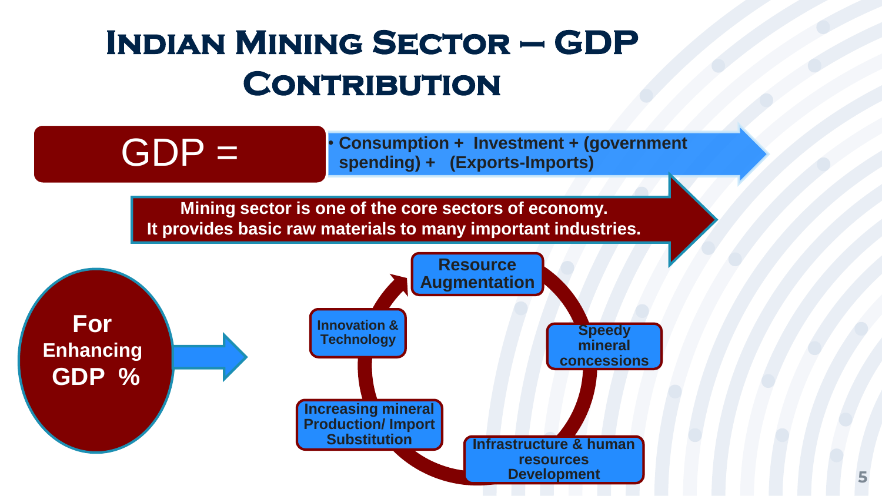# Indian Mining Sector – GDP Contribution

**GDP =**

- **Consumption + Investment + (government spending) + (Exports-Imports)**

**Mining sector is one of the core sectors of economy.**
**It provides basic raw materials to many important industries.**

**For Enhancing GDP %**

- **Resource Augmentation**
- **Speedy mineral concessions**
- **Infrastructure & human resources Development**
- **Increasing mineral Production/ Import Substitution**
- **Innovation & Technology**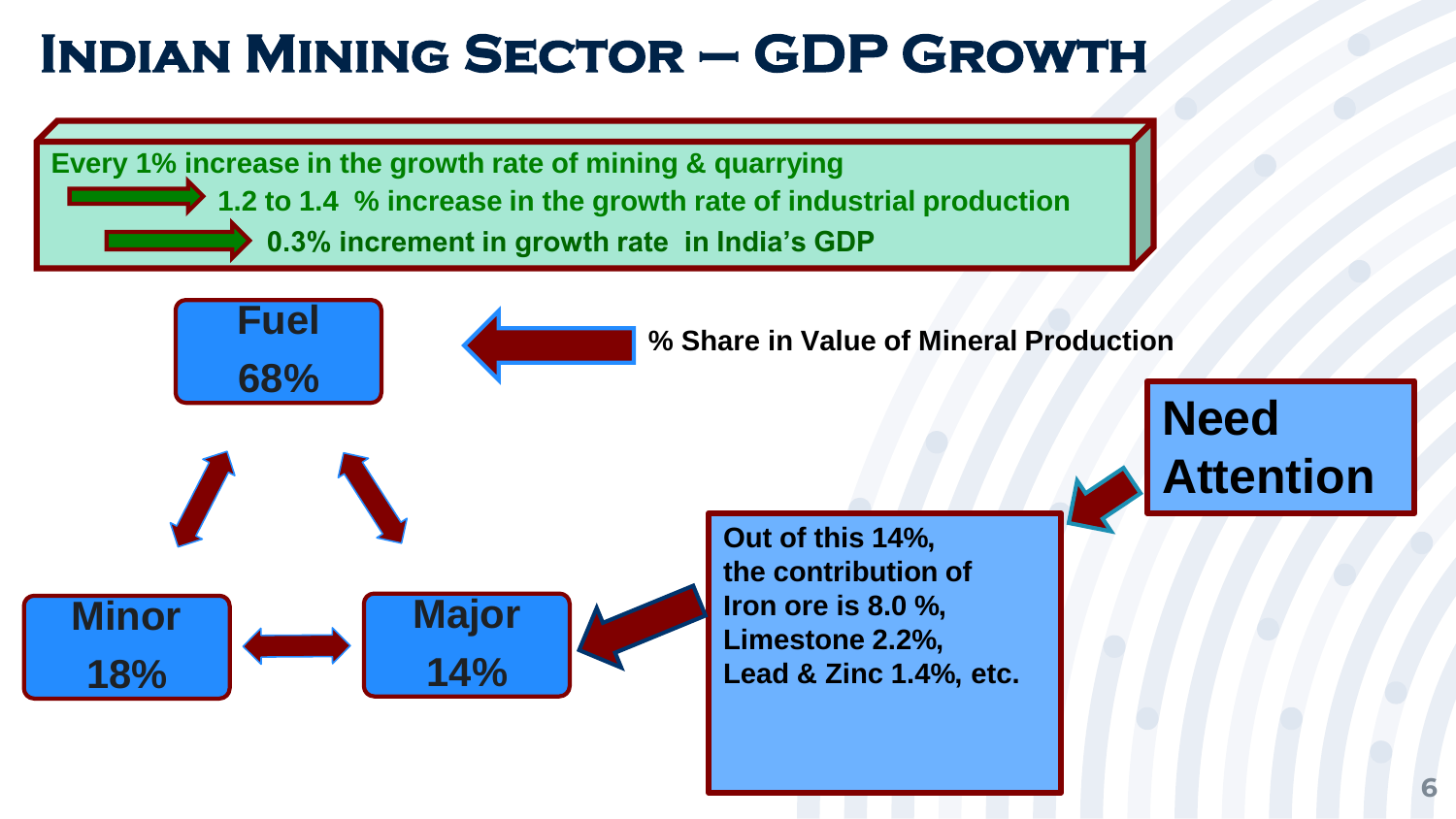# Indian Mining Sector – GDP Growth

Every 1% increase in the growth rate of mining & quarrying

→ 1.2 to 1.4 % increase in the growth rate of industrial production

→ 0.3% increment in growth rate in India's GDP

**% Share in Value of Mineral Production**

- **Fuel 68%**
- **Minor 18%**
- **Major 14%**

Out of this 14%, the contribution of Iron ore is 8.0 %, Limestone 2.2%, Lead & Zinc 1.4%, etc.

**Need Attention**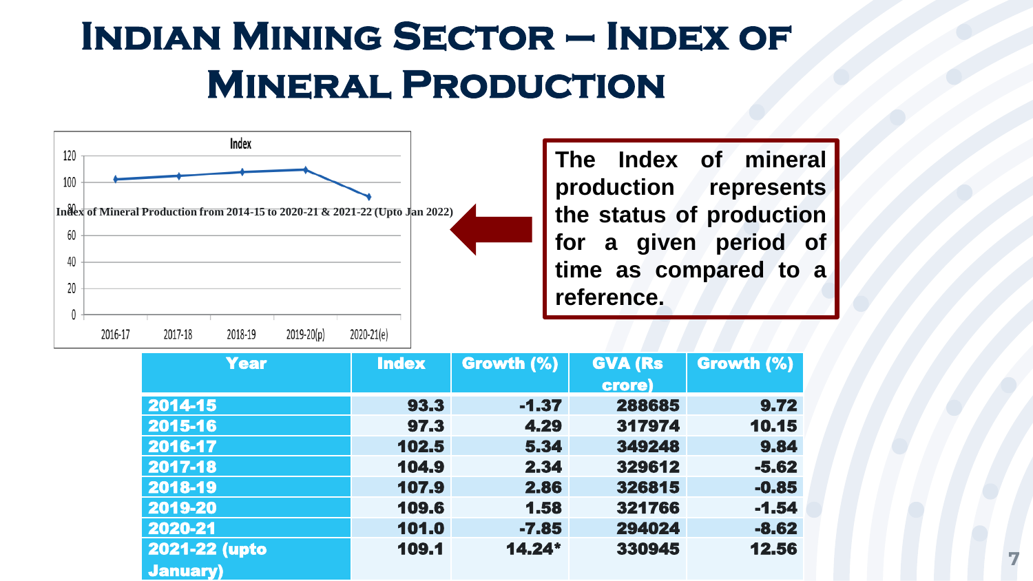# Indian Mining Sector – Index of Mineral Production

Index of Mineral Production from 2014-15 to 2020-21 & 2021-22 (Upto Jan 2022)

**The Index of mineral production represents the status of production for a given period of time as compared to a reference.**

| Year | Index | Growth (%) | GVA (Rs crore) | Growth (%) |
|---|---|---|---|---|
| 2014-15 | 93.3 | -1.37 | 288685 | 9.72 |
| 2015-16 | 97.3 | 4.29 | 317974 | 10.15 |
| 2016-17 | 102.5 | 5.34 | 349248 | 9.84 |
| 2017-18 | 104.9 | 2.34 | 329612 | -5.62 |
| 2018-19 | 107.9 | 2.86 | 326815 | -0.85 |
| 2019-20 | 109.6 | 1.58 | 321766 | -1.54 |
| 2020-21 | 101.0 | -7.85 | 294024 | -8.62 |
| 2021-22 (upto January) | 109.1 | 14.24* | 330945 | 12.56 |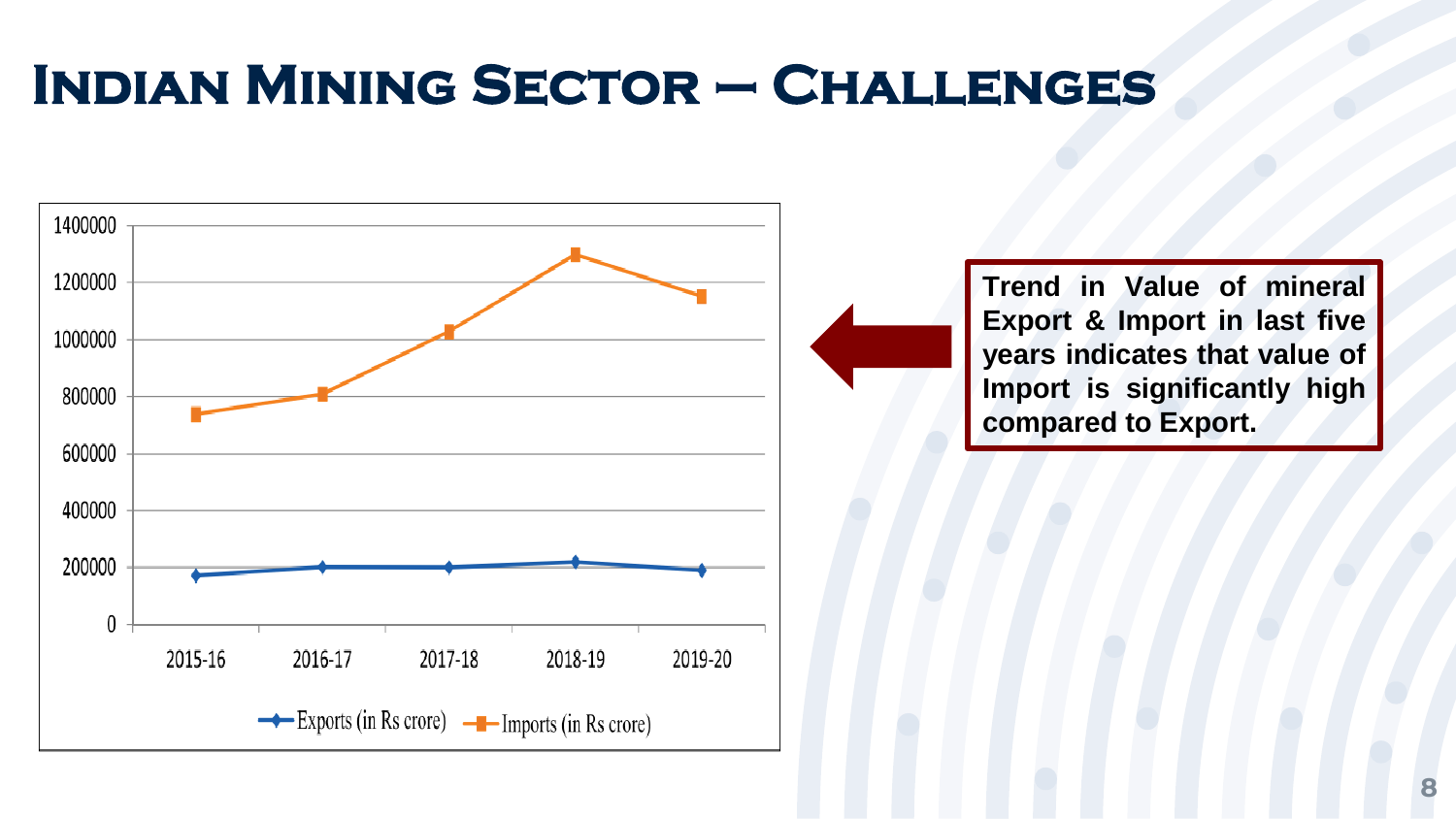# Indian Mining Sector – Challenges

Trend in Value of mineral Export & Import in last five years indicates that value of Import is significantly high compared to Export.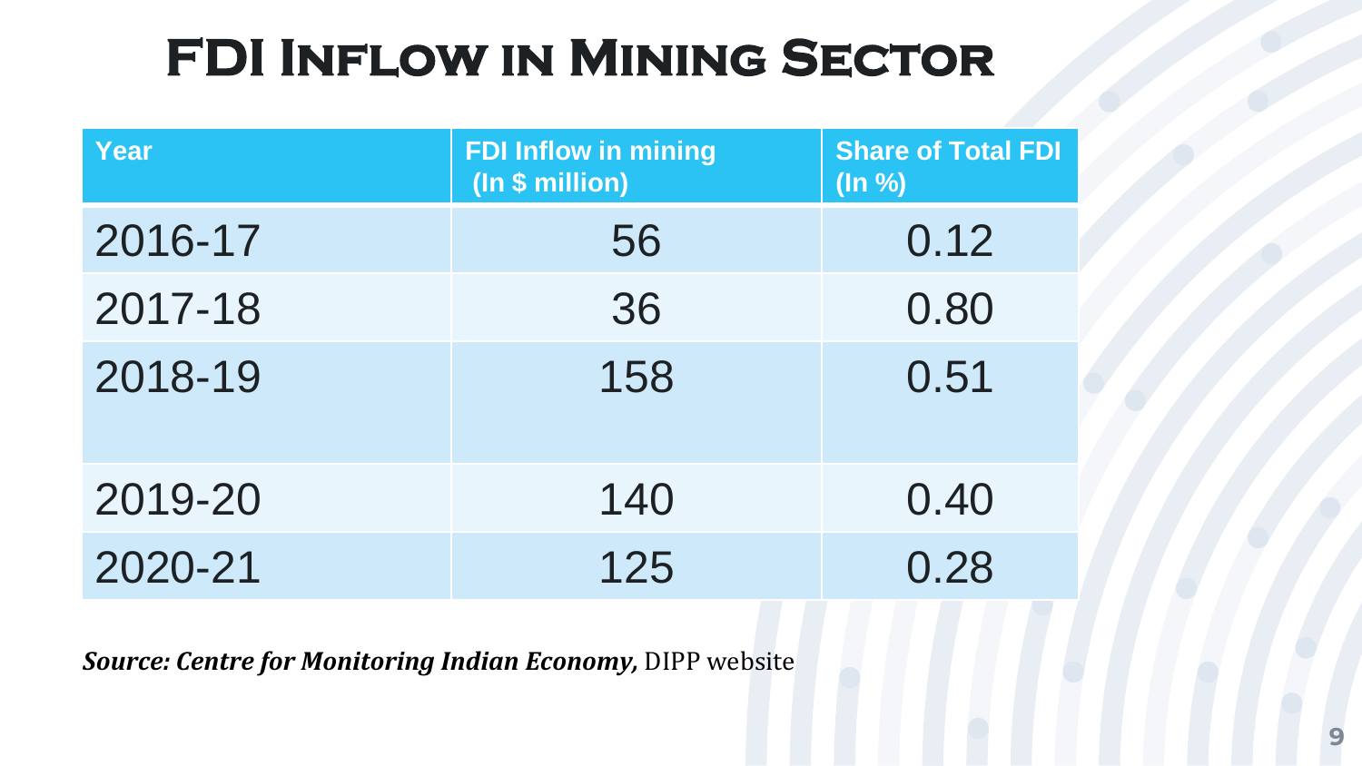# FDI Inflow in Mining Sector

| Year | FDI Inflow in mining (In $ million) | Share of Total FDI (In %) |
|---|---|---|
| 2016-17 | 56 | 0.12 |
| 2017-18 | 36 | 0.80 |
| 2018-19 | 158 | 0.51 |
| 2019-20 | 140 | 0.40 |
| 2020-21 | 125 | 0.28 |

***Source: Centre for Monitoring Indian Economy,*** DIPP website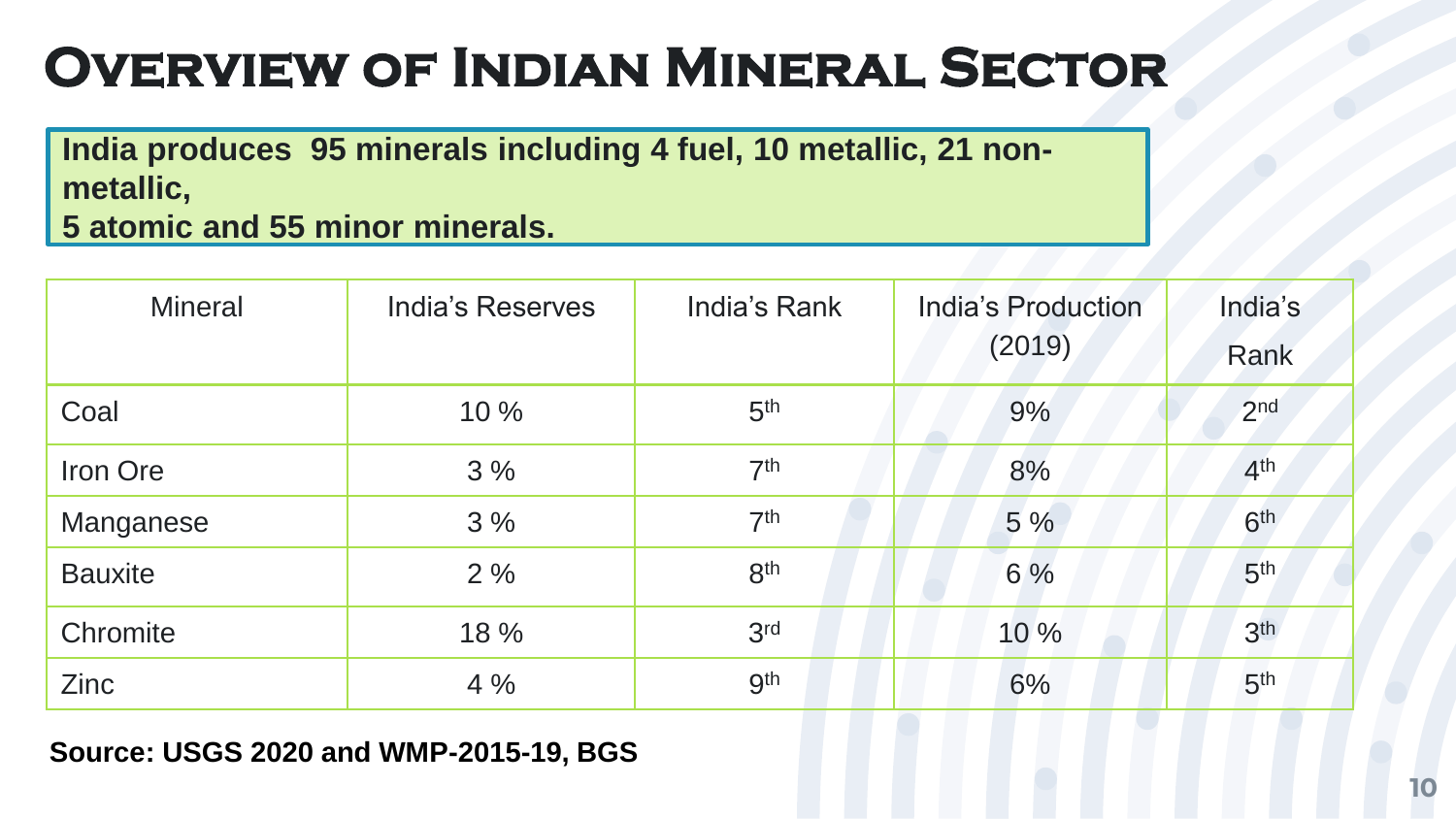# Overview of Indian Mineral Sector

**India produces 95 minerals including 4 fuel, 10 metallic, 21 non-metallic, 5 atomic and 55 minor minerals.**

| Mineral | India's Reserves | India's Rank | India's Production (2019) | India's Rank |
|---|---|---|---|---|
| Coal | 10 % | 5th | 9% | 2nd |
| Iron Ore | 3 % | 7th | 8% | 4th |
| Manganese | 3 % | 7th | 5 % | 6th |
| Bauxite | 2 % | 8th | 6 % | 5th |
| Chromite | 18 % | 3rd | 10 % | 3th |
| Zinc | 4 % | 9th | 6% | 5th |

**Source: USGS 2020 and WMP-2015-19, BGS**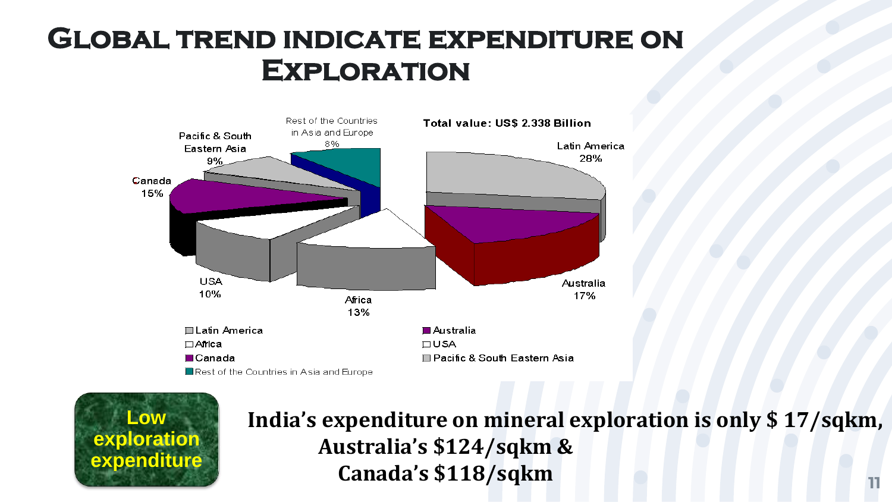# Global trend indicate expenditure on Exploration

Total value: US$ 2.338 Billion

- Latin America 28%
- Australia 17%
- Africa 13%
- USA 10%
- Canada 15%
- Pacific & South Eastern Asia 9%
- Rest of the Countries in Asia and Europe 8%

**Low exploration expenditure**

**India's expenditure on mineral exploration is only $ 17/sqkm, Australia's $124/sqkm & Canada's $118/sqkm**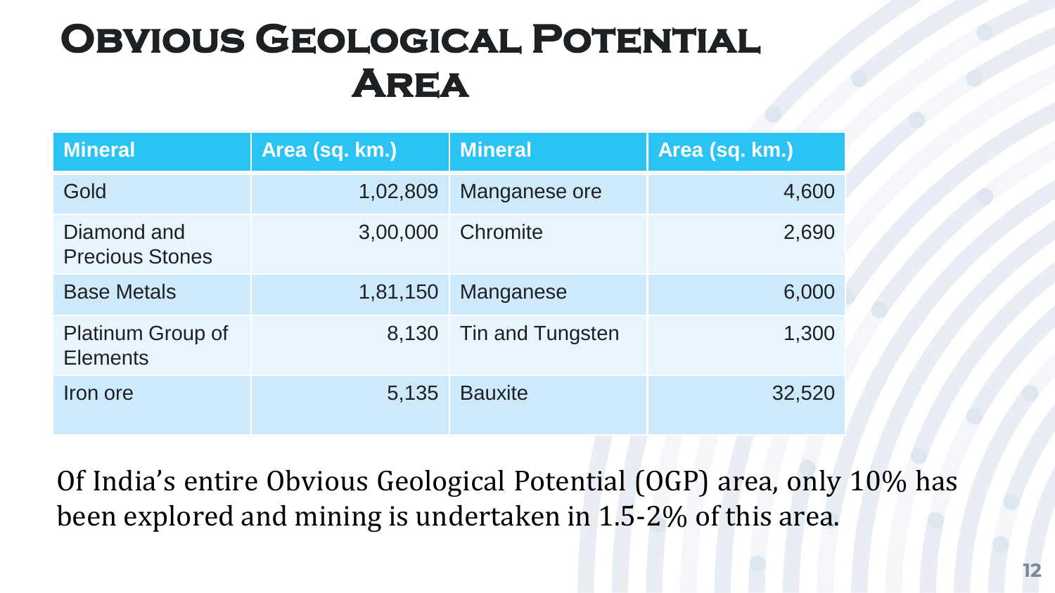# Obvious Geological Potential Area

| Mineral | Area (sq. km.) | Mineral | Area (sq. km.) |
|---|---|---|---|
| Gold | 1,02,809 | Manganese ore | 4,600 |
| Diamond and Precious Stones | 3,00,000 | Chromite | 2,690 |
| Base Metals | 1,81,150 | Manganese | 6,000 |
| Platinum Group of Elements | 8,130 | Tin and Tungsten | 1,300 |
| Iron ore | 5,135 | Bauxite | 32,520 |

Of India's entire Obvious Geological Potential (OGP) area, only 10% has been explored and mining is undertaken in 1.5-2% of this area.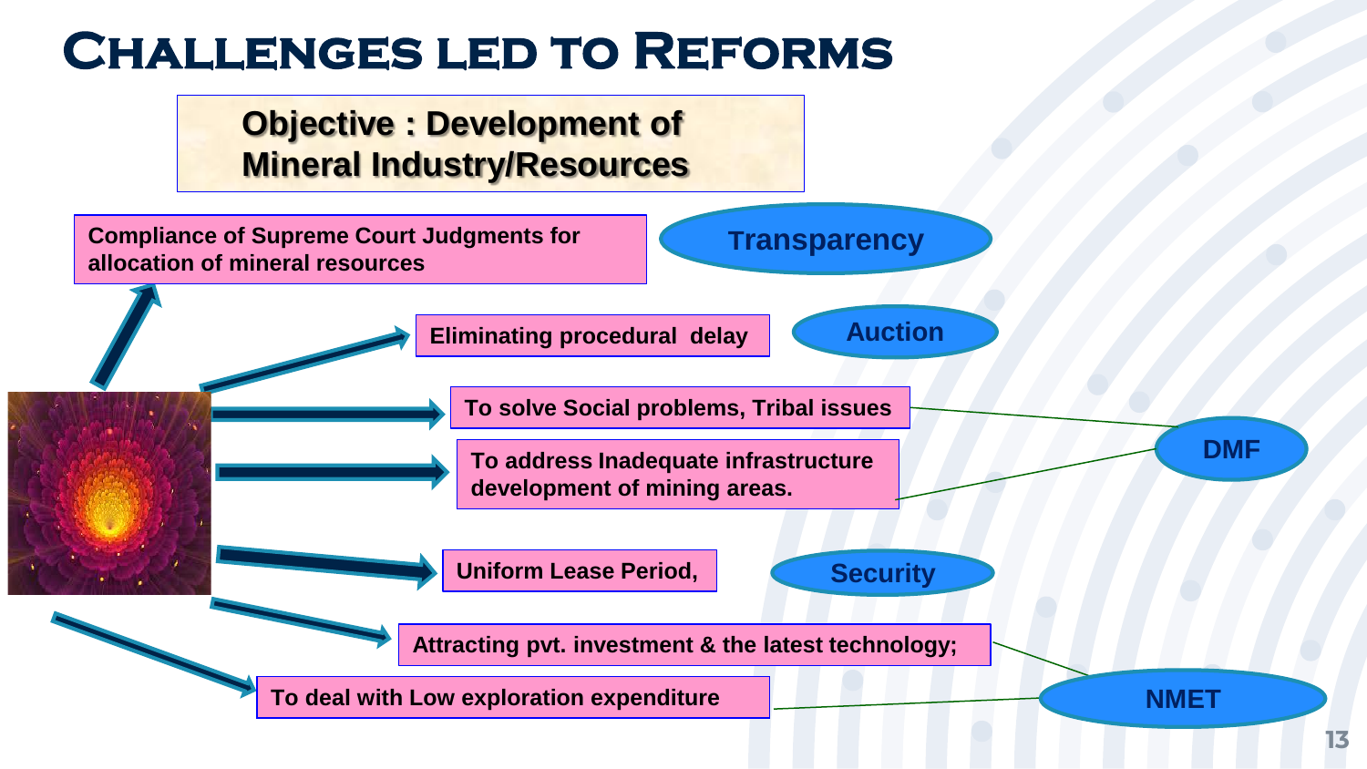# Challenges led to Reforms

**Objective : Development of Mineral Industry/Resources**

- **Compliance of Supreme Court Judgments for allocation of mineral resources** → **Transparency**
- **Eliminating procedural delay** → **Auction**
- **To solve Social problems, Tribal issues** → **DMF**
- **To address Inadequate infrastructure development of mining areas.** → **DMF**
- **Uniform Lease Period,** → **Security**
- **Attracting pvt. investment & the latest technology;** → **NMET**
- **To deal with Low exploration expenditure** → **NMET**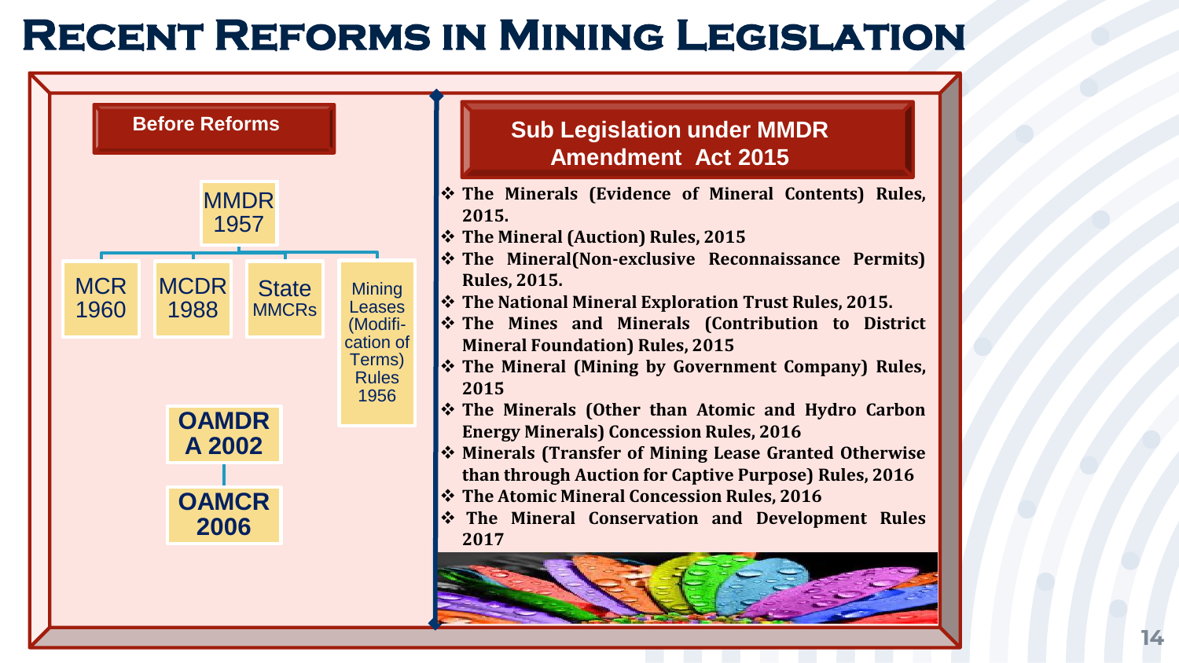# Recent Reforms in Mining Legislation

## Before Reforms

- MMDR 1957
  - MCR 1960
  - MCDR 1988
  - State MMCRs
  - Mining Leases (Modification of Terms) Rules 1956
- OAMDRA 2002
  - OAMCR 2006

## Sub Legislation under MMDR Amendment Act 2015

- **The Minerals (Evidence of Mineral Contents) Rules, 2015.**
- **The Mineral (Auction) Rules, 2015**
- **The Mineral(Non-exclusive Reconnaissance Permits) Rules, 2015.**
- **The National Mineral Exploration Trust Rules, 2015.**
- **The Mines and Minerals (Contribution to District Mineral Foundation) Rules, 2015**
- **The Mineral (Mining by Government Company) Rules, 2015**
- **The Minerals (Other than Atomic and Hydro Carbon Energy Minerals) Concession Rules, 2016**
- **Minerals (Transfer of Mining Lease Granted Otherwise than through Auction for Captive Purpose) Rules, 2016**
- **The Atomic Mineral Concession Rules, 2016**
- **The Mineral Conservation and Development Rules 2017**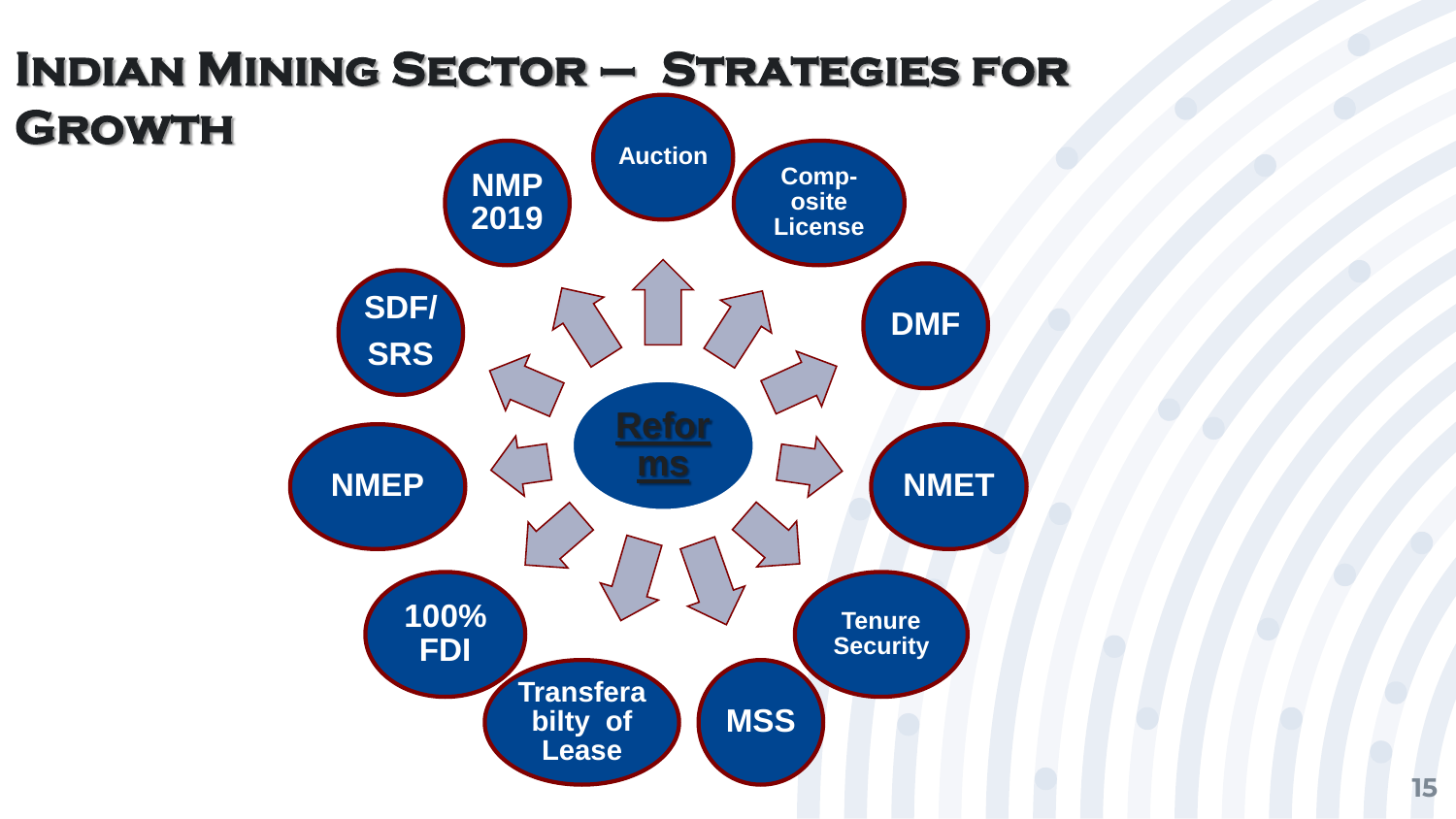# Indian Mining Sector – Strategies for Growth

**Reforms**

- Auction
- Comp-osite License
- DMF
- NMET
- Tenure Security
- MSS
- Transferability of Lease
- 100% FDI
- NMEP
- SDF/ SRS
- NMP 2019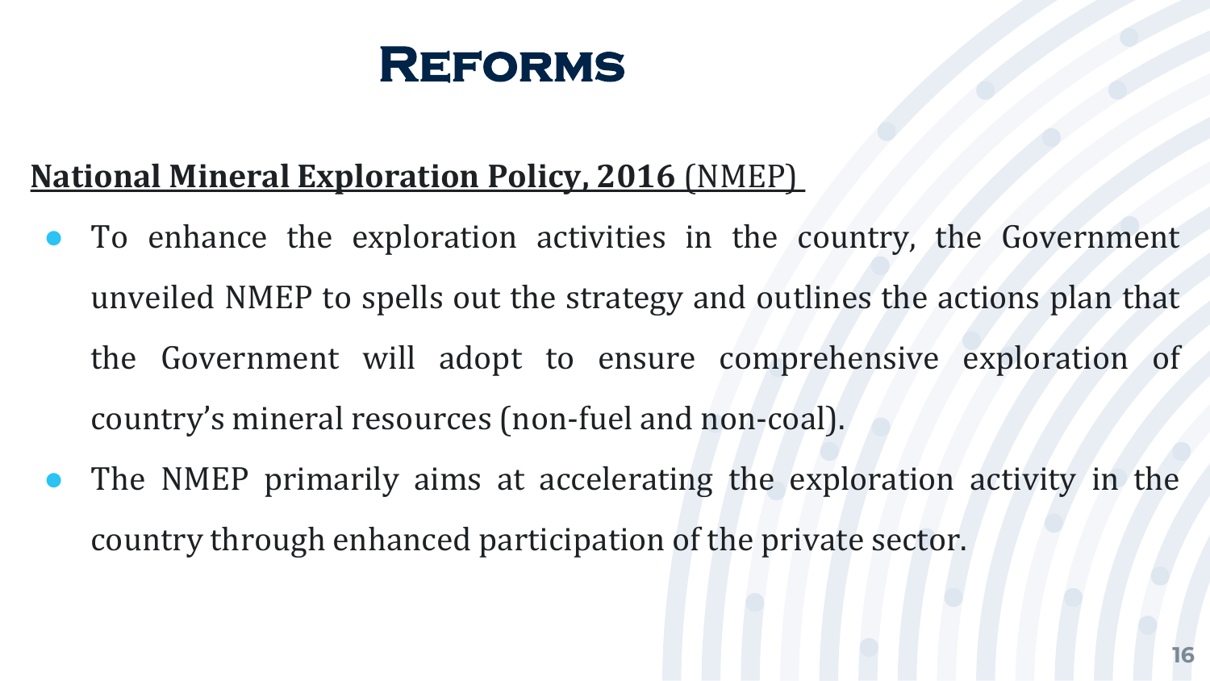# Reforms

**<u>National Mineral Exploration Policy, 2016</u>** <u>(NMEP)</u>

- To enhance the exploration activities in the country, the Government unveiled NMEP to spells out the strategy and outlines the actions plan that the Government will adopt to ensure comprehensive exploration of country's mineral resources (non-fuel and non-coal).
- The NMEP primarily aims at accelerating the exploration activity in the country through enhanced participation of the private sector.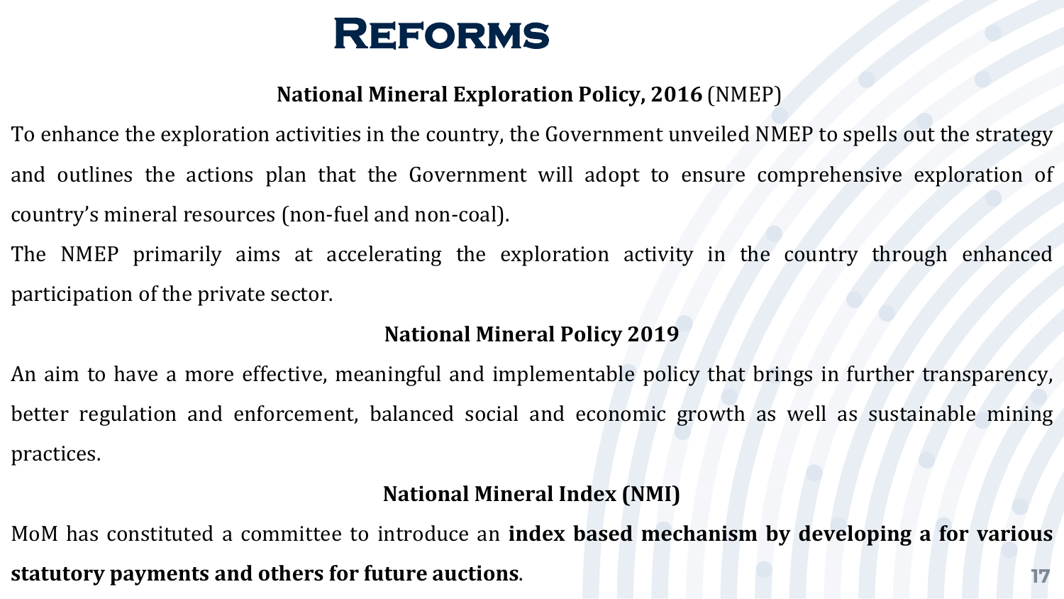# Reforms

**National Mineral Exploration Policy, 2016** (NMEP)

To enhance the exploration activities in the country, the Government unveiled NMEP to spells out the strategy and outlines the actions plan that the Government will adopt to ensure comprehensive exploration of country's mineral resources (non-fuel and non-coal).

The NMEP primarily aims at accelerating the exploration activity in the country through enhanced participation of the private sector.

**National Mineral Policy 2019**

An aim to have a more effective, meaningful and implementable policy that brings in further transparency, better regulation and enforcement, balanced social and economic growth as well as sustainable mining practices.

**National Mineral Index (NMI)**

MoM has constituted a committee to introduce an **index based mechanism by developing a for various statutory payments and others for future auctions**.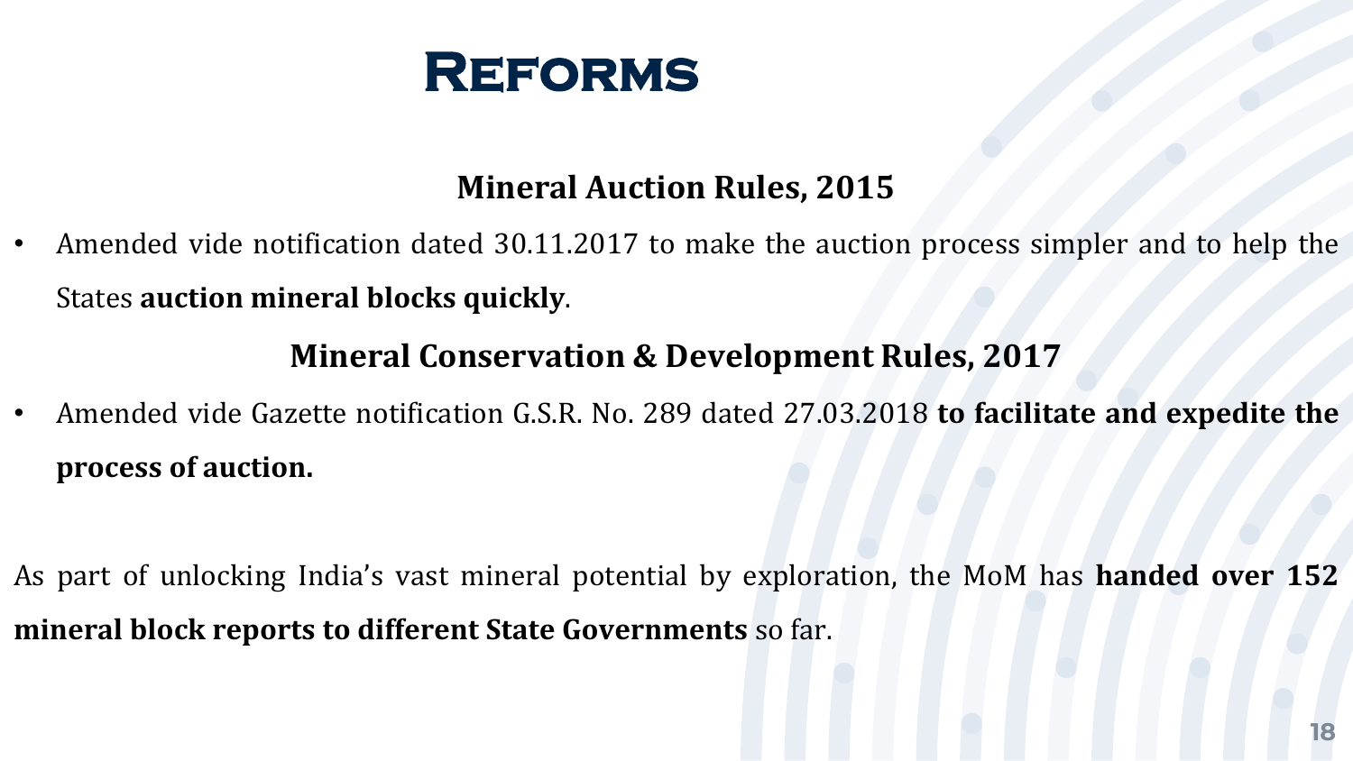# Reforms

## Mineral Auction Rules, 2015

- Amended vide notification dated 30.11.2017 to make the auction process simpler and to help the States **auction mineral blocks quickly**.

## Mineral Conservation & Development Rules, 2017

- Amended vide Gazette notification G.S.R. No. 289 dated 27.03.2018 **to facilitate and expedite the process of auction.**

As part of unlocking India's vast mineral potential by exploration, the MoM has **handed over 152 mineral block reports to different State Governments** so far.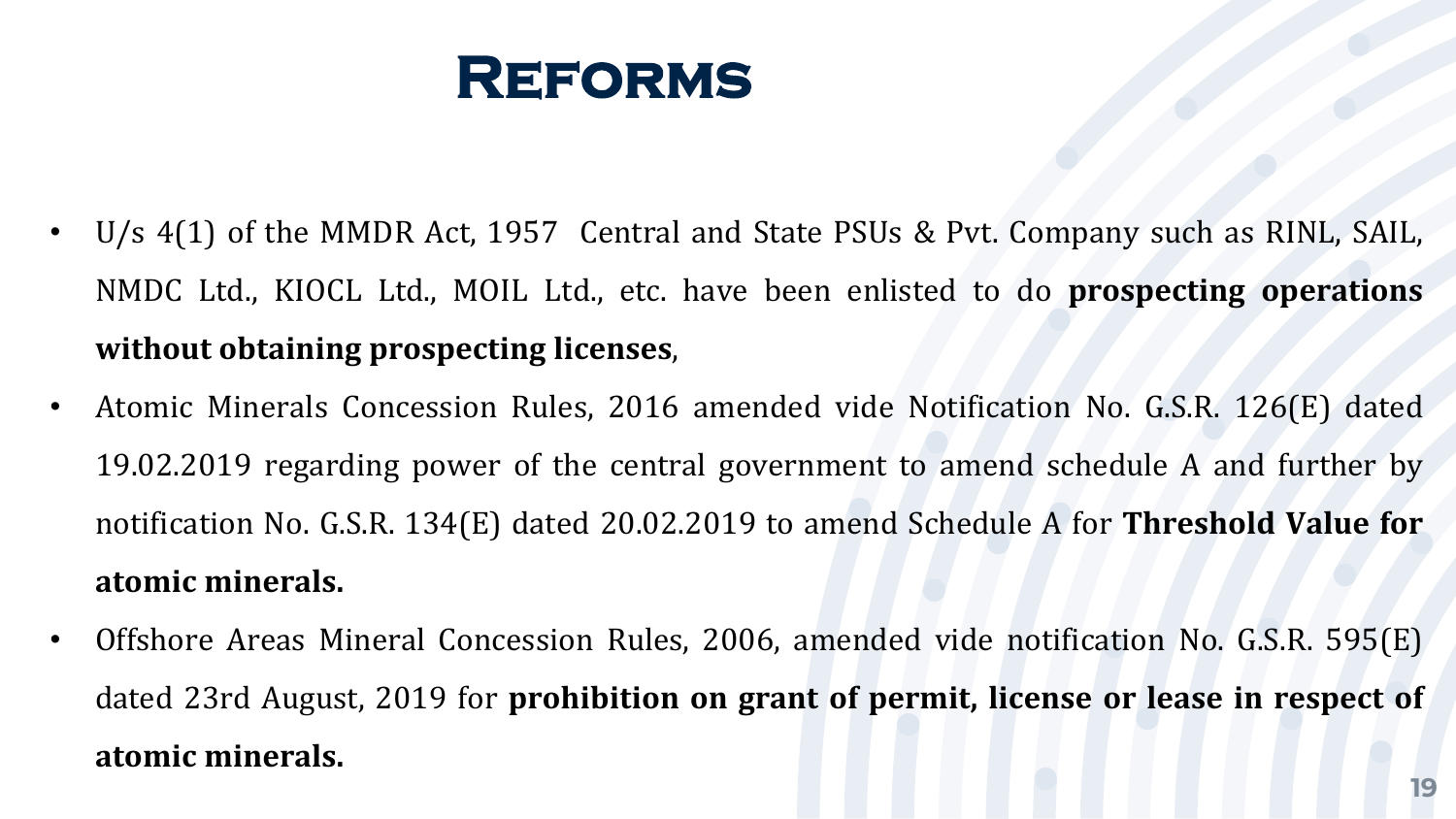# Reforms

- U/s 4(1) of the MMDR Act, 1957 Central and State PSUs & Pvt. Company such as RINL, SAIL, NMDC Ltd., KIOCL Ltd., MOIL Ltd., etc. have been enlisted to do **prospecting operations without obtaining prospecting licenses**,
- Atomic Minerals Concession Rules, 2016 amended vide Notification No. G.S.R. 126(E) dated 19.02.2019 regarding power of the central government to amend schedule A and further by notification No. G.S.R. 134(E) dated 20.02.2019 to amend Schedule A for **Threshold Value for atomic minerals.**
- Offshore Areas Mineral Concession Rules, 2006, amended vide notification No. G.S.R. 595(E) dated 23rd August, 2019 for **prohibition on grant of permit, license or lease in respect of atomic minerals.**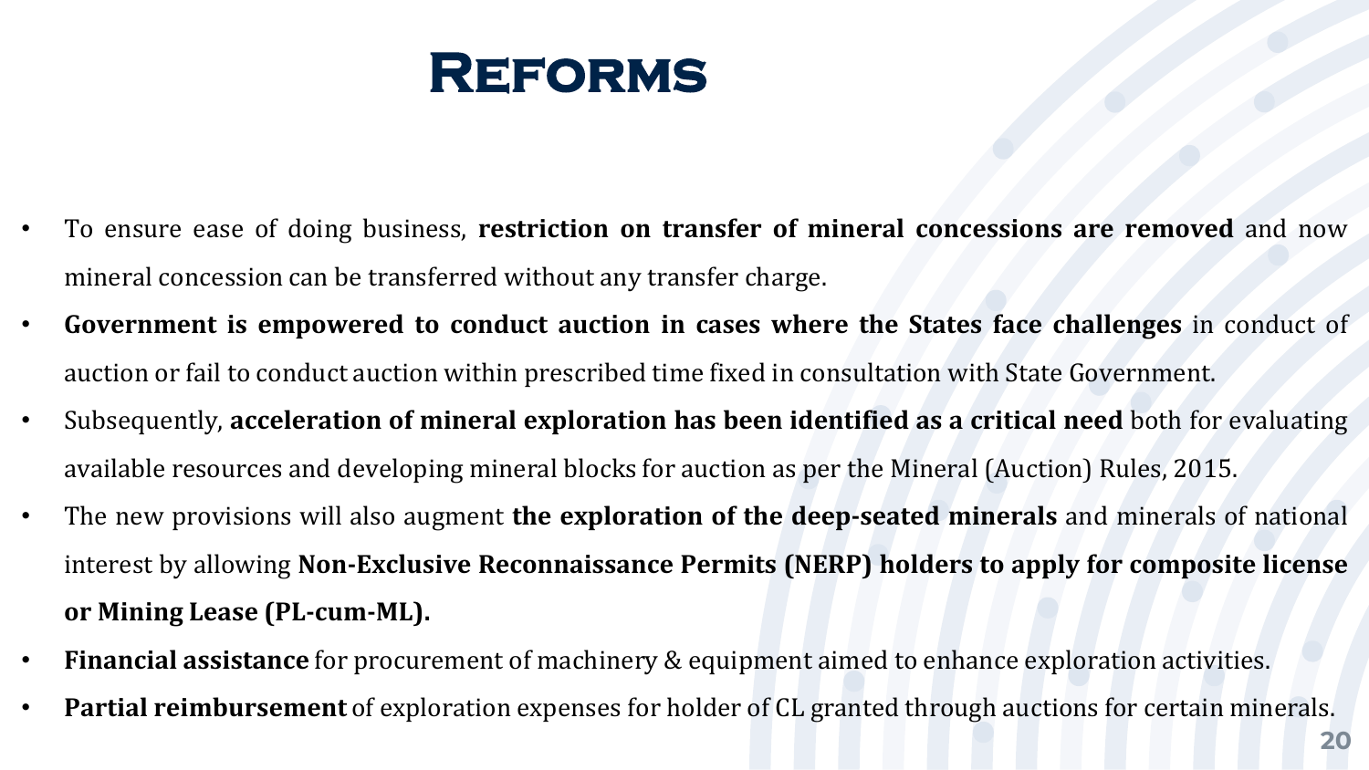# Reforms

- To ensure ease of doing business, **restriction on transfer of mineral concessions are removed** and now mineral concession can be transferred without any transfer charge.
- **Government is empowered to conduct auction in cases where the States face challenges** in conduct of auction or fail to conduct auction within prescribed time fixed in consultation with State Government.
- Subsequently, **acceleration of mineral exploration has been identified as a critical need** both for evaluating available resources and developing mineral blocks for auction as per the Mineral (Auction) Rules, 2015.
- The new provisions will also augment **the exploration of the deep-seated minerals** and minerals of national interest by allowing **Non-Exclusive Reconnaissance Permits (NERP) holders to apply for composite license or Mining Lease (PL-cum-ML).**
- **Financial assistance** for procurement of machinery & equipment aimed to enhance exploration activities.
- **Partial reimbursement** of exploration expenses for holder of CL granted through auctions for certain minerals.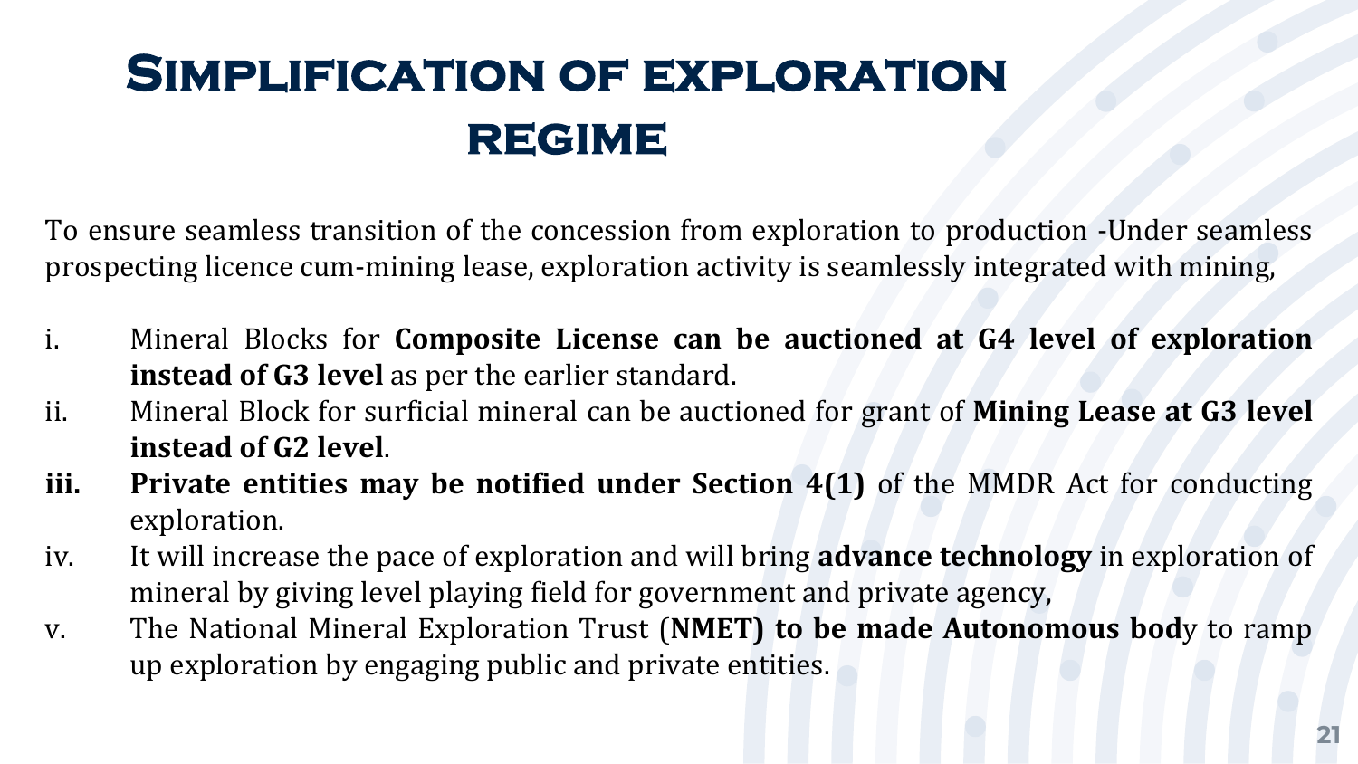# Simplification of exploration regime

To ensure seamless transition of the concession from exploration to production -Under seamless prospecting licence cum-mining lease, exploration activity is seamlessly integrated with mining,

i. Mineral Blocks for **Composite License can be auctioned at G4 level of exploration instead of G3 level** as per the earlier standard.
ii. Mineral Block for surficial mineral can be auctioned for grant of **Mining Lease at G3 level instead of G2 level**.
**iii.** **Private entities may be notified under Section 4(1)** of the MMDR Act for conducting exploration.
iv. It will increase the pace of exploration and will bring **advance technology** in exploration of mineral by giving level playing field for government and private agency,
v. The National Mineral Exploration Trust (**NMET) to be made Autonomous bod**y to ramp up exploration by engaging public and private entities.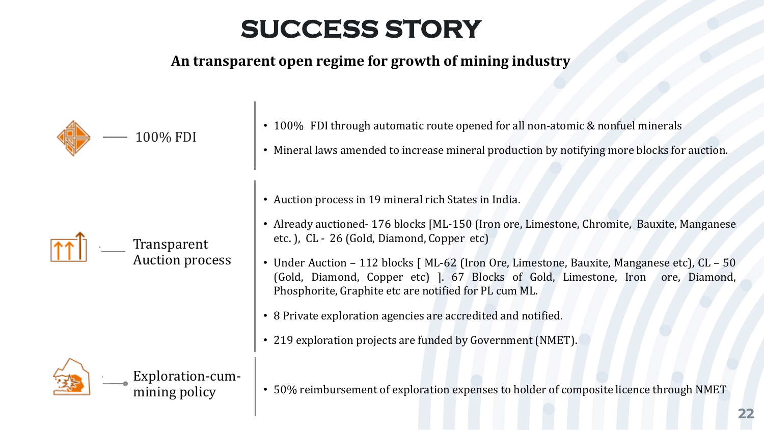# SUCCESS STORY

**An transparent open regime for growth of mining industry**

### 100% FDI

- 100% FDI through automatic route opened for all non-atomic & nonfuel minerals
- Mineral laws amended to increase mineral production by notifying more blocks for auction.

### Transparent Auction process

- Auction process in 19 mineral rich States in India.
- Already auctioned- 176 blocks [ML-150 (Iron ore, Limestone, Chromite, Bauxite, Manganese etc. ), CL - 26 (Gold, Diamond, Copper etc)
- Under Auction – 112 blocks [ ML-62 (Iron Ore, Limestone, Bauxite, Manganese etc), CL – 50 (Gold, Diamond, Copper etc) ]. 67 Blocks of Gold, Limestone, Iron ore, Diamond, Phosphorite, Graphite etc are notified for PL cum ML.
- 8 Private exploration agencies are accredited and notified.
- 219 exploration projects are funded by Government (NMET).

### Exploration-cum-mining policy

- 50% reimbursement of exploration expenses to holder of composite licence through NMET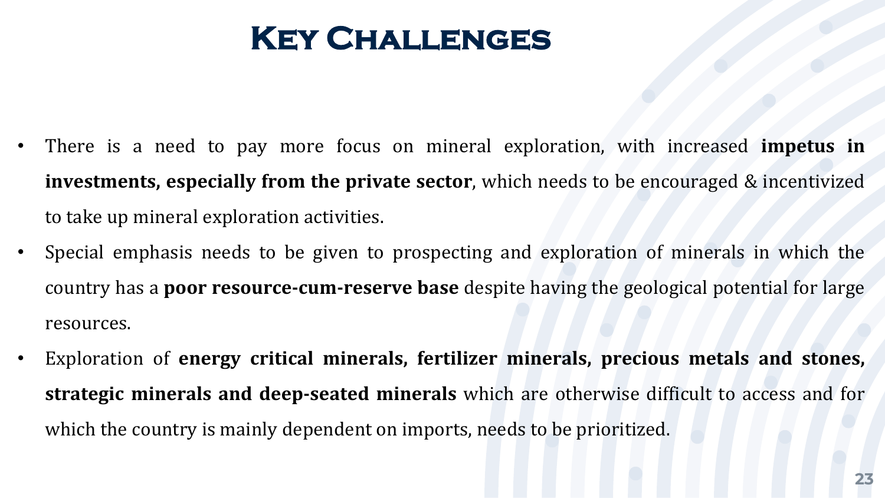# Key Challenges

- There is a need to pay more focus on mineral exploration, with increased **impetus in investments, especially from the private sector**, which needs to be encouraged & incentivized to take up mineral exploration activities.
- Special emphasis needs to be given to prospecting and exploration of minerals in which the country has a **poor resource-cum-reserve base** despite having the geological potential for large resources.
- Exploration of **energy critical minerals, fertilizer minerals, precious metals and stones, strategic minerals and deep-seated minerals** which are otherwise difficult to access and for which the country is mainly dependent on imports, needs to be prioritized.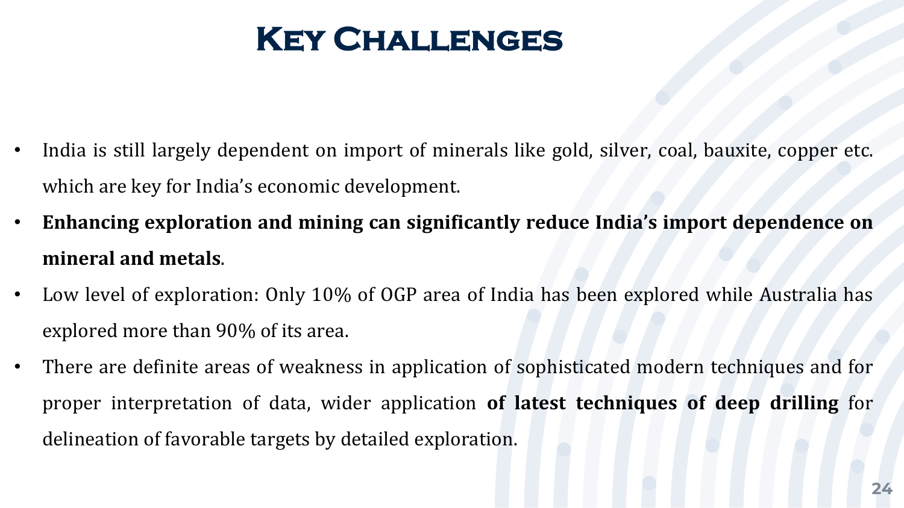# Key Challenges

- India is still largely dependent on import of minerals like gold, silver, coal, bauxite, copper etc. which are key for India's economic development.
- **Enhancing exploration and mining can significantly reduce India's import dependence on mineral and metals**.
- Low level of exploration: Only 10% of OGP area of India has been explored while Australia has explored more than 90% of its area.
- There are definite areas of weakness in application of sophisticated modern techniques and for proper interpretation of data, wider application **of latest techniques of deep drilling** for delineation of favorable targets by detailed exploration.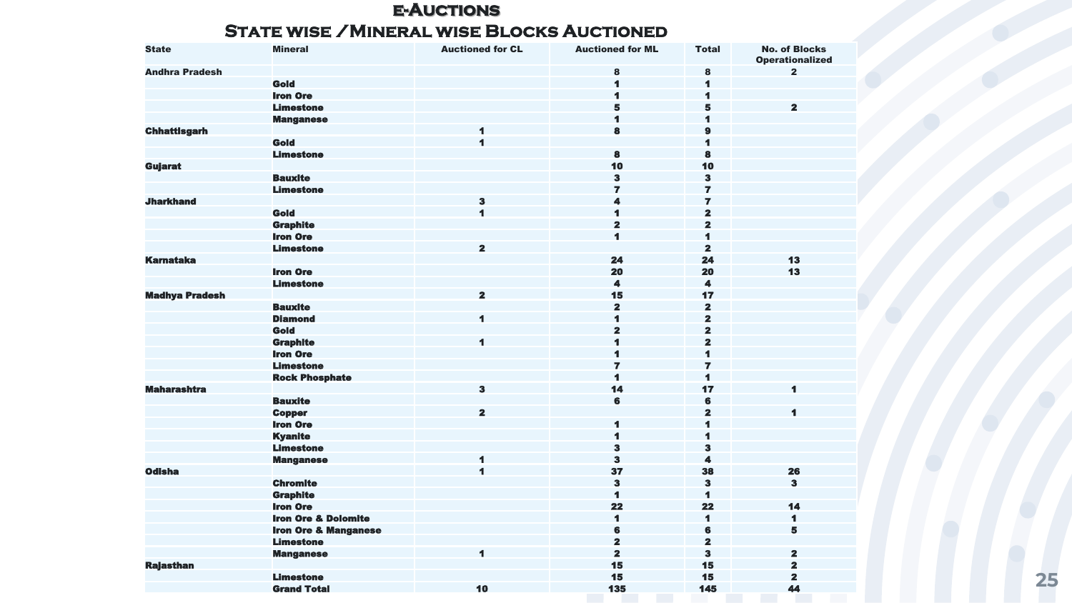# e-Auctions

## State wise /Mineral wise Blocks Auctioned

| State | Mineral | Auctioned for CL | Auctioned for ML | Total | No. of Blocks Operationalized |
|---|---|---|---|---|---|
| Andhra Pradesh | | | 8 | 8 | 2 |
| | Gold | | 1 | 1 | |
| | Iron Ore | | 1 | 1 | |
| | Limestone | | 5 | 5 | 2 |
| | Manganese | | 1 | 1 | |
| Chhattisgarh | | 1 | 8 | 9 | |
| | Gold | 1 | | 1 | |
| | Limestone | | 8 | 8 | |
| Gujarat | | | 10 | 10 | |
| | Bauxite | | 3 | 3 | |
| | Limestone | | 7 | 7 | |
| Jharkhand | | 3 | 4 | 7 | |
| | Gold | 1 | 1 | 2 | |
| | Graphite | | 2 | 2 | |
| | Iron Ore | | 1 | 1 | |
| | Limestone | 2 | | 2 | |
| Karnataka | | | 24 | 24 | 13 |
| | Iron Ore | | 20 | 20 | 13 |
| | Limestone | | 4 | 4 | |
| Madhya Pradesh | | 2 | 15 | 17 | |
| | Bauxite | | 2 | 2 | |
| | Diamond | 1 | 1 | 2 | |
| | Gold | | 2 | 2 | |
| | Graphite | 1 | 1 | 2 | |
| | Iron Ore | | 1 | 1 | |
| | Limestone | | 7 | 7 | |
| | Rock Phosphate | | 1 | 1 | |
| Maharashtra | | 3 | 14 | 17 | 1 |
| | Bauxite | | 6 | 6 | |
| | Copper | 2 | | 2 | 1 |
| | Iron Ore | | 1 | 1 | |
| | Kyanite | | 1 | 1 | |
| | Limestone | | 3 | 3 | |
| | Manganese | 1 | 3 | 4 | |
| Odisha | | 1 | 37 | 38 | 26 |
| | Chromite | | 3 | 3 | 3 |
| | Graphite | | 1 | 1 | |
| | Iron Ore | | 22 | 22 | 14 |
| | Iron Ore & Dolomite | | 1 | 1 | 1 |
| | Iron Ore & Manganese | | 6 | 6 | 5 |
| | Limestone | | 2 | 2 | |
| | Manganese | 1 | 2 | 3 | 2 |
| Rajasthan | | | 15 | 15 | 2 |
| | Limestone | | 15 | 15 | 2 |
| | Grand Total | 10 | 135 | 145 | 44 |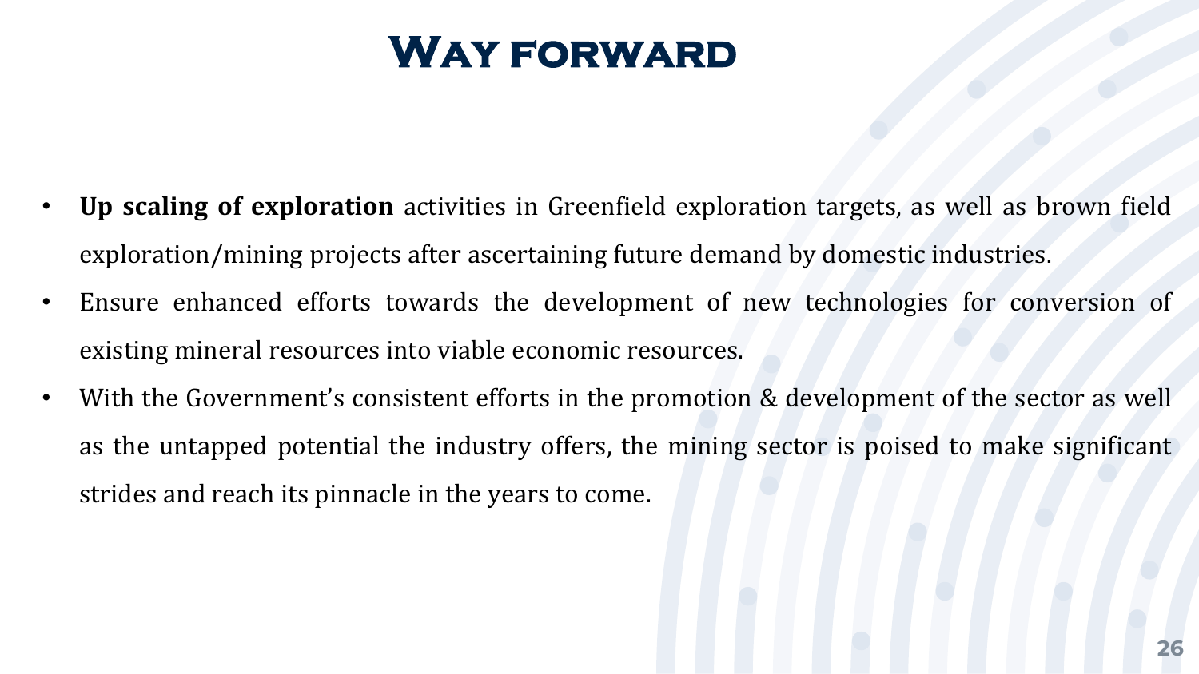# Way forward

- **Up scaling of exploration** activities in Greenfield exploration targets, as well as brown field exploration/mining projects after ascertaining future demand by domestic industries.
- Ensure enhanced efforts towards the development of new technologies for conversion of existing mineral resources into viable economic resources.
- With the Government's consistent efforts in the promotion & development of the sector as well as the untapped potential the industry offers, the mining sector is poised to make significant strides and reach its pinnacle in the years to come.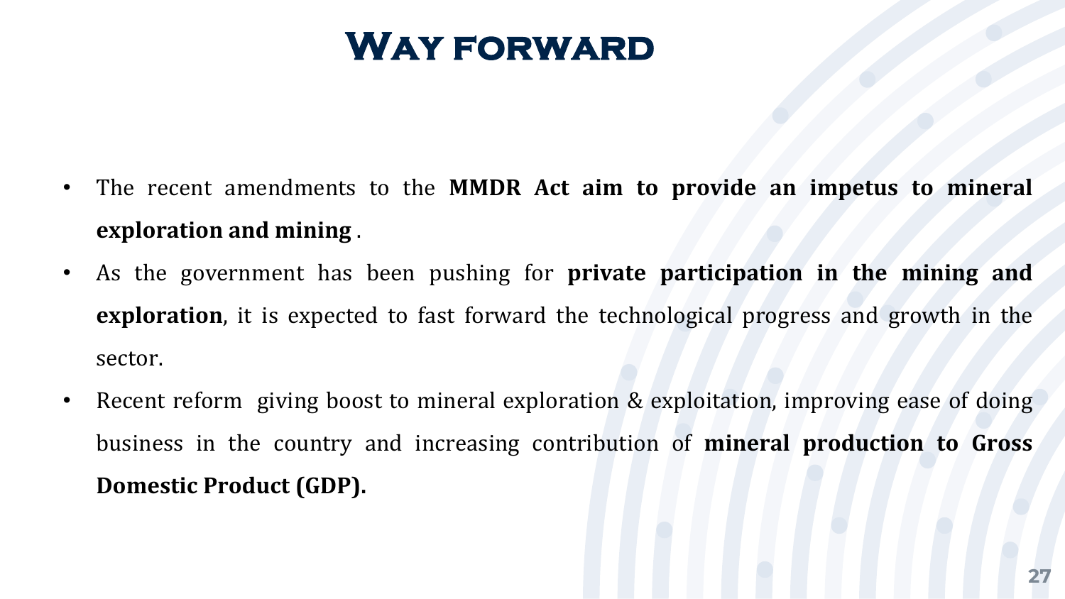# Way forward

- The recent amendments to the **MMDR Act aim to provide an impetus to mineral exploration and mining** .
- As the government has been pushing for **private participation in the mining and exploration**, it is expected to fast forward the technological progress and growth in the sector.
- Recent reform giving boost to mineral exploration & exploitation, improving ease of doing business in the country and increasing contribution of **mineral production to Gross Domestic Product (GDP).**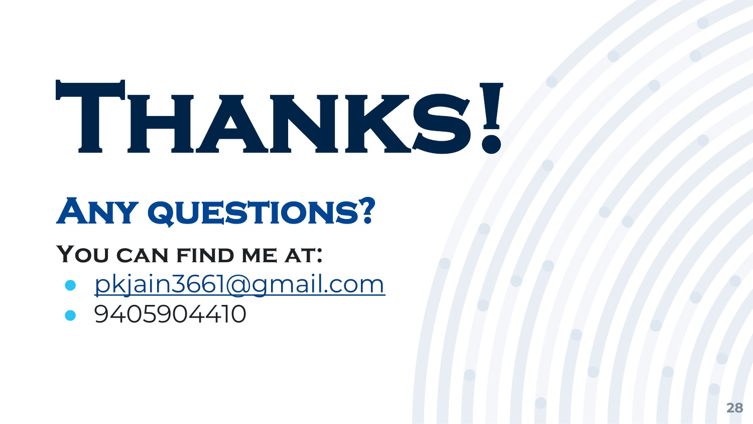# Thanks!

## Any questions?

### You can find me at:

- pkjain3661@gmail.com
- 9405904410